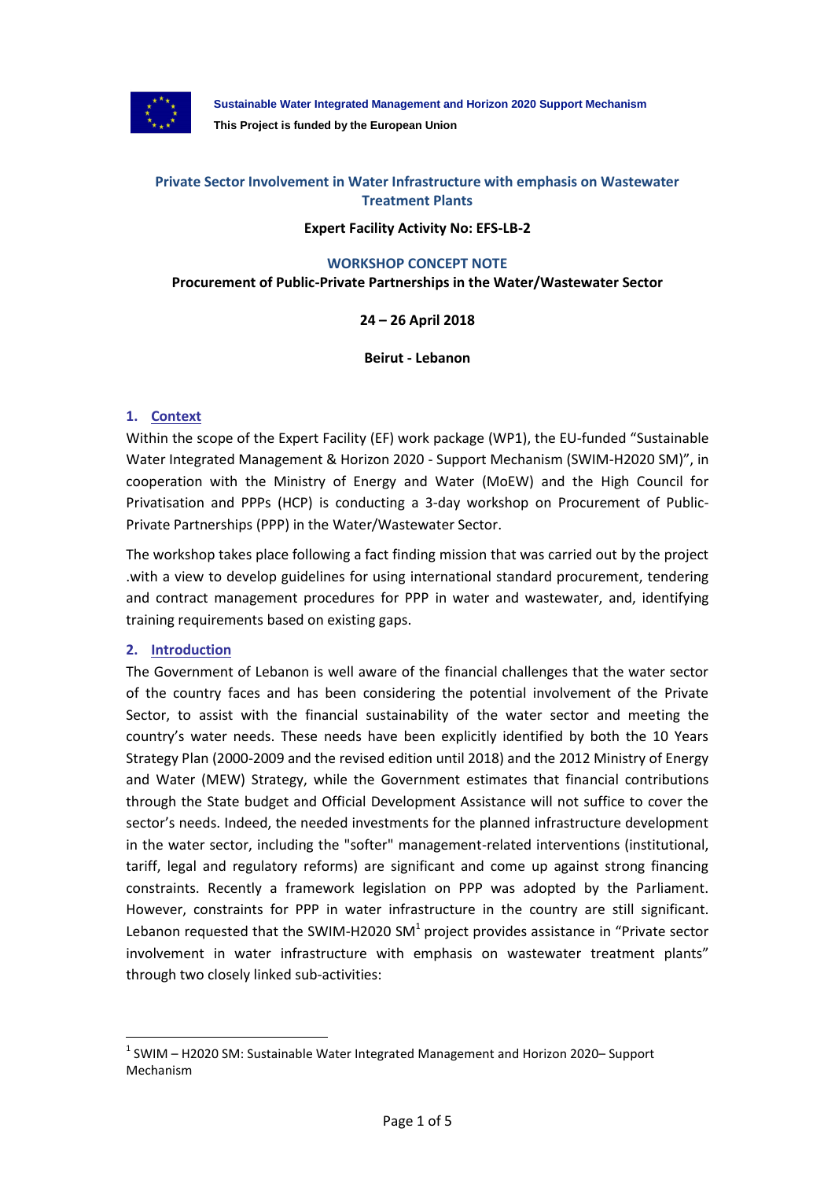**Sustainable Water Integrated Management and Horizon 2020 Support Mechanism**
**This Project is funded by the European Union**

# Private Sector Involvement in Water Infrastructure with emphasis on Wastewater Treatment Plants

**Expert Facility Activity No: EFS-LB-2**

## WORKSHOP CONCEPT NOTE

**Procurement of Public-Private Partnerships in the Water/Wastewater Sector**

**24 – 26 April 2018**

**Beirut - Lebanon**

## 1. Context

Within the scope of the Expert Facility (EF) work package (WP1), the EU-funded "Sustainable Water Integrated Management & Horizon 2020 - Support Mechanism (SWIM-H2020 SM)", in cooperation with the Ministry of Energy and Water (MoEW) and the High Council for Privatisation and PPPs (HCP) is conducting a 3-day workshop on Procurement of Public-Private Partnerships (PPP) in the Water/Wastewater Sector.

The workshop takes place following a fact finding mission that was carried out by the project .with a view to develop guidelines for using international standard procurement, tendering and contract management procedures for PPP in water and wastewater, and, identifying training requirements based on existing gaps.

## 2. Introduction

The Government of Lebanon is well aware of the financial challenges that the water sector of the country faces and has been considering the potential involvement of the Private Sector, to assist with the financial sustainability of the water sector and meeting the country's water needs. These needs have been explicitly identified by both the 10 Years Strategy Plan (2000-2009 and the revised edition until 2018) and the 2012 Ministry of Energy and Water (MEW) Strategy, while the Government estimates that financial contributions through the State budget and Official Development Assistance will not suffice to cover the sector's needs. Indeed, the needed investments for the planned infrastructure development in the water sector, including the "softer" management-related interventions (institutional, tariff, legal and regulatory reforms) are significant and come up against strong financing constraints. Recently a framework legislation on PPP was adopted by the Parliament. However, constraints for PPP in water infrastructure in the country are still significant. Lebanon requested that the SWIM-H2020 SM[1] project provides assistance in "Private sector involvement in water infrastructure with emphasis on wastewater treatment plants" through two closely linked sub-activities:

---

[1] SWIM – H2020 SM: Sustainable Water Integrated Management and Horizon 2020– Support Mechanism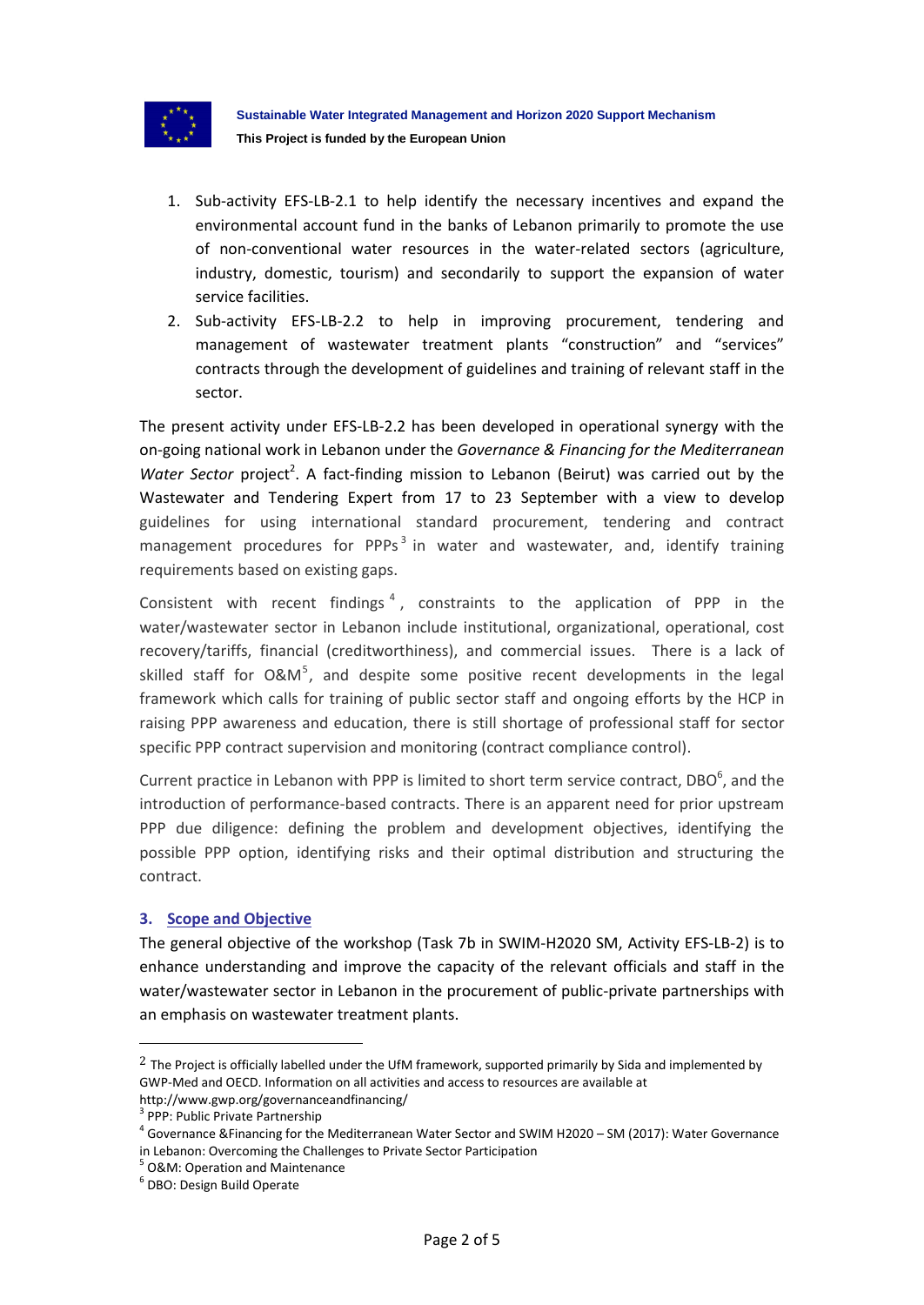1. Sub-activity EFS-LB-2.1 to help identify the necessary incentives and expand the environmental account fund in the banks of Lebanon primarily to promote the use of non-conventional water resources in the water-related sectors (agriculture, industry, domestic, tourism) and secondarily to support the expansion of water service facilities.
2. Sub-activity EFS-LB-2.2 to help in improving procurement, tendering and management of wastewater treatment plants "construction" and "services" contracts through the development of guidelines and training of relevant staff in the sector.

The present activity under EFS-LB-2.2 has been developed in operational synergy with the on-going national work in Lebanon under the *Governance & Financing for the Mediterranean Water Sector* project[2]. A fact-finding mission to Lebanon (Beirut) was carried out by the Wastewater and Tendering Expert from 17 to 23 September with a view to develop guidelines for using international standard procurement, tendering and contract management procedures for PPPs[3] in water and wastewater, and, identify training requirements based on existing gaps.

Consistent with recent findings[4], constraints to the application of PPP in the water/wastewater sector in Lebanon include institutional, organizational, operational, cost recovery/tariffs, financial (creditworthiness), and commercial issues. There is a lack of skilled staff for O&M[5], and despite some positive recent developments in the legal framework which calls for training of public sector staff and ongoing efforts by the HCP in raising PPP awareness and education, there is still shortage of professional staff for sector specific PPP contract supervision and monitoring (contract compliance control).

Current practice in Lebanon with PPP is limited to short term service contract, DBO[6], and the introduction of performance-based contracts. There is an apparent need for prior upstream PPP due diligence: defining the problem and development objectives, identifying the possible PPP option, identifying risks and their optimal distribution and structuring the contract.

## 3. Scope and Objective

The general objective of the workshop (Task 7b in SWIM-H2020 SM, Activity EFS-LB-2) is to enhance understanding and improve the capacity of the relevant officials and staff in the water/wastewater sector in Lebanon in the procurement of public-private partnerships with an emphasis on wastewater treatment plants.

---

[2] The Project is officially labelled under the UfM framework, supported primarily by Sida and implemented by GWP-Med and OECD. Information on all activities and access to resources are available at http://www.gwp.org/governanceandfinancing/

[3] PPP: Public Private Partnership

[4] Governance &Financing for the Mediterranean Water Sector and SWIM H2020 – SM (2017): Water Governance in Lebanon: Overcoming the Challenges to Private Sector Participation

[5] O&M: Operation and Maintenance

[6] DBO: Design Build Operate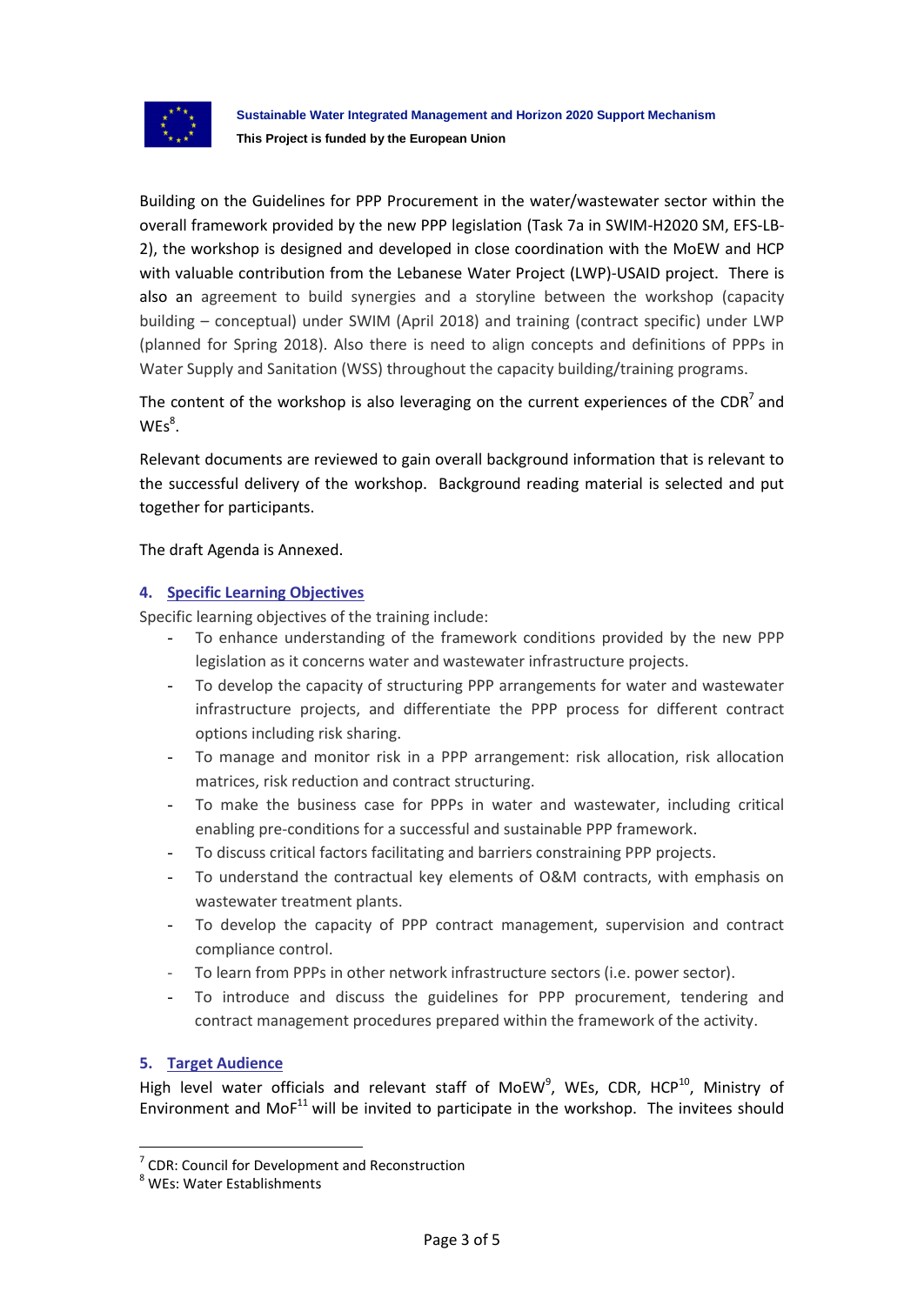Building on the Guidelines for PPP Procurement in the water/wastewater sector within the overall framework provided by the new PPP legislation (Task 7a in SWIM-H2020 SM, EFS-LB-2), the workshop is designed and developed in close coordination with the MoEW and HCP with valuable contribution from the Lebanese Water Project (LWP)-USAID project. There is also an agreement to build synergies and a storyline between the workshop (capacity building – conceptual) under SWIM (April 2018) and training (contract specific) under LWP (planned for Spring 2018). Also there is need to align concepts and definitions of PPPs in Water Supply and Sanitation (WSS) throughout the capacity building/training programs.

The content of the workshop is also leveraging on the current experiences of the CDR[7] and WEs[8].

Relevant documents are reviewed to gain overall background information that is relevant to the successful delivery of the workshop. Background reading material is selected and put together for participants.

The draft Agenda is Annexed.

## 4. Specific Learning Objectives

Specific learning objectives of the training include:

- To enhance understanding of the framework conditions provided by the new PPP legislation as it concerns water and wastewater infrastructure projects.
- To develop the capacity of structuring PPP arrangements for water and wastewater infrastructure projects, and differentiate the PPP process for different contract options including risk sharing.
- To manage and monitor risk in a PPP arrangement: risk allocation, risk allocation matrices, risk reduction and contract structuring.
- To make the business case for PPPs in water and wastewater, including critical enabling pre-conditions for a successful and sustainable PPP framework.
- To discuss critical factors facilitating and barriers constraining PPP projects.
- To understand the contractual key elements of O&M contracts, with emphasis on wastewater treatment plants.
- To develop the capacity of PPP contract management, supervision and contract compliance control.
- To learn from PPPs in other network infrastructure sectors (i.e. power sector).
- To introduce and discuss the guidelines for PPP procurement, tendering and contract management procedures prepared within the framework of the activity.

## 5. Target Audience

High level water officials and relevant staff of MoEW[9], WEs, CDR, HCP[10], Ministry of Environment and MoF[11] will be invited to participate in the workshop. The invitees should

---

[7] CDR: Council for Development and Reconstruction

[8] WEs: Water Establishments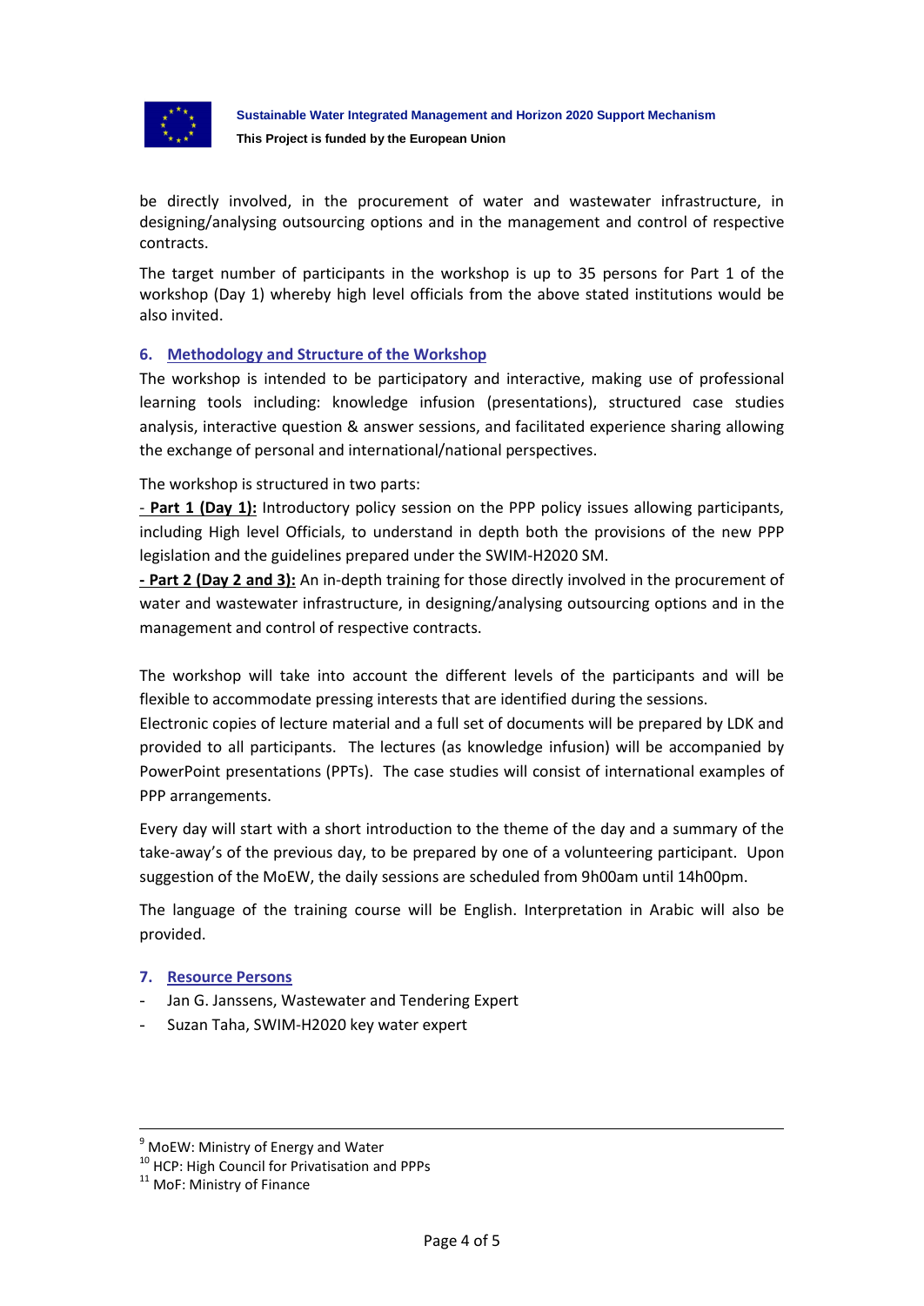be directly involved, in the procurement of water and wastewater infrastructure, in designing/analysing outsourcing options and in the management and control of respective contracts.

The target number of participants in the workshop is up to 35 persons for Part 1 of the workshop (Day 1) whereby high level officials from the above stated institutions would be also invited.

## 6. Methodology and Structure of the Workshop

The workshop is intended to be participatory and interactive, making use of professional learning tools including: knowledge infusion (presentations), structured case studies analysis, interactive question & answer sessions, and facilitated experience sharing allowing the exchange of personal and international/national perspectives.

The workshop is structured in two parts:

- **Part 1 (Day 1):** Introductory policy session on the PPP policy issues allowing participants, including High level Officials, to understand in depth both the provisions of the new PPP legislation and the guidelines prepared under the SWIM-H2020 SM.
- **Part 2 (Day 2 and 3):** An in-depth training for those directly involved in the procurement of water and wastewater infrastructure, in designing/analysing outsourcing options and in the management and control of respective contracts.

The workshop will take into account the different levels of the participants and will be flexible to accommodate pressing interests that are identified during the sessions.

Electronic copies of lecture material and a full set of documents will be prepared by LDK and provided to all participants. The lectures (as knowledge infusion) will be accompanied by PowerPoint presentations (PPTs). The case studies will consist of international examples of PPP arrangements.

Every day will start with a short introduction to the theme of the day and a summary of the take-away's of the previous day, to be prepared by one of a volunteering participant. Upon suggestion of the MoEW, the daily sessions are scheduled from 9h00am until 14h00pm.

The language of the training course will be English. Interpretation in Arabic will also be provided.

## 7. Resource Persons

- Jan G. Janssens, Wastewater and Tendering Expert
- Suzan Taha, SWIM-H2020 key water expert

---

[9] MoEW: Ministry of Energy and Water
[10] HCP: High Council for Privatisation and PPPs
[11] MoF: Ministry of Finance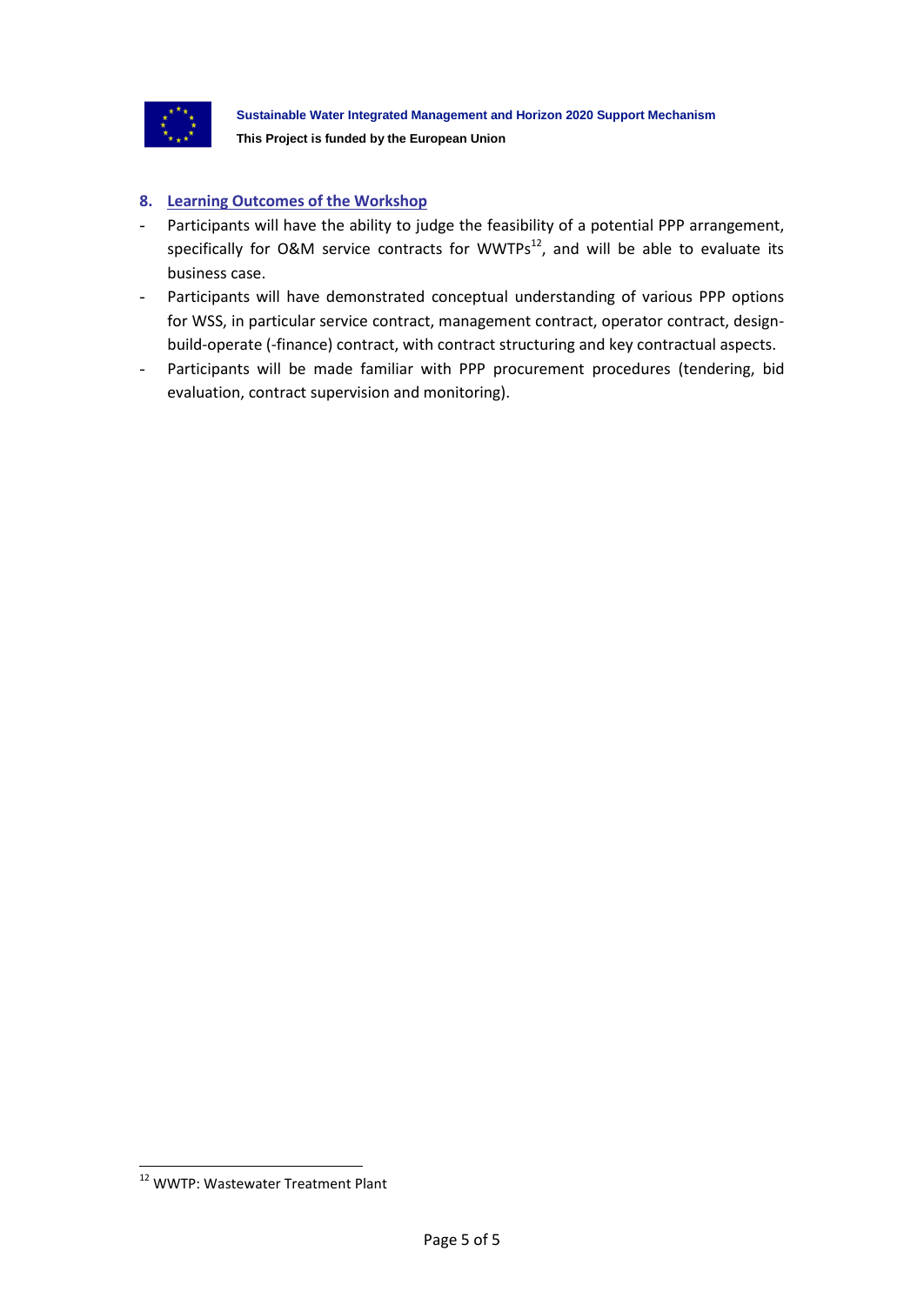## 8. Learning Outcomes of the Workshop

- Participants will have the ability to judge the feasibility of a potential PPP arrangement, specifically for O&M service contracts for WWTPs[12], and will be able to evaluate its business case.
- Participants will have demonstrated conceptual understanding of various PPP options for WSS, in particular service contract, management contract, operator contract, design-build-operate (-finance) contract, with contract structuring and key contractual aspects.
- Participants will be made familiar with PPP procurement procedures (tendering, bid evaluation, contract supervision and monitoring).

[12] WWTP: Wastewater Treatment Plant